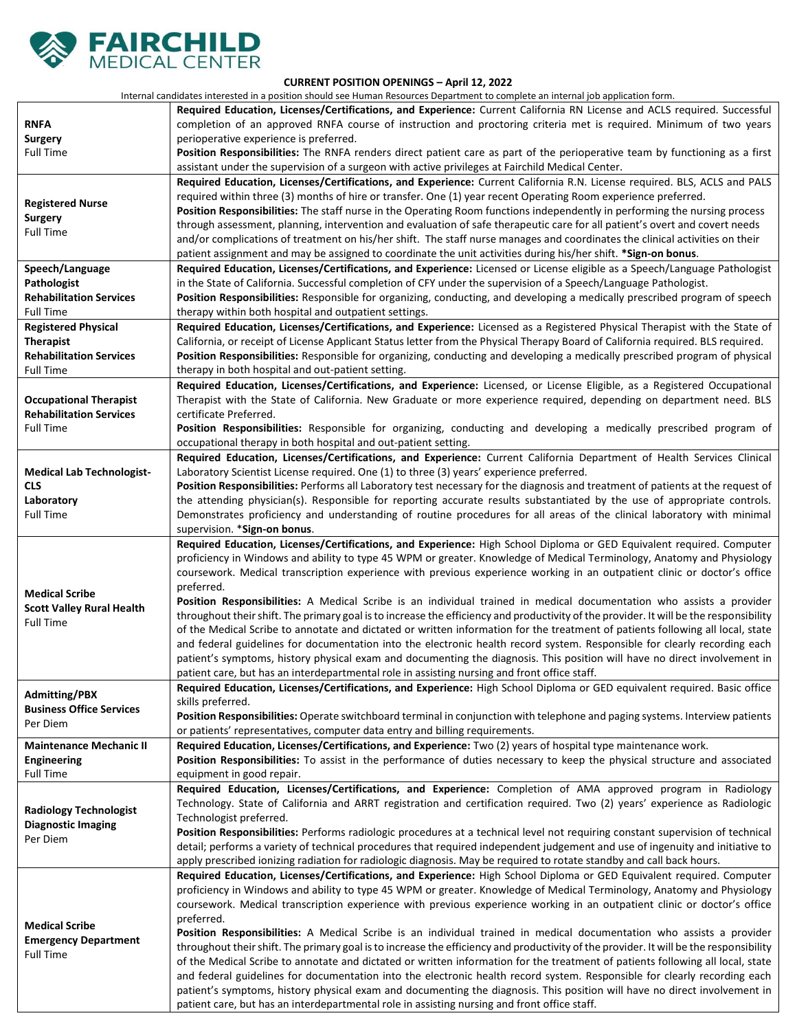# FAIRCHILD MEDICAL CENTER

**CURRENT POSITION OPENINGS – April 12, 2022**

Internal candidates interested in a position should see Human Resources Department to complete an internal job application form.

| Position | Details |
|---|---|
| **RNFA**<br>**Surgery**<br>Full Time | **Required Education, Licenses/Certifications, and Experience:** Current California RN License and ACLS required. Successful completion of an approved RNFA course of instruction and proctoring criteria met is required. Minimum of two years perioperative experience is preferred.<br>**Position Responsibilities:** The RNFA renders direct patient care as part of the perioperative team by functioning as a first assistant under the supervision of a surgeon with active privileges at Fairchild Medical Center. |
| **Registered Nurse**<br>**Surgery**<br>Full Time | **Required Education, Licenses/Certifications, and Experience:** Current California R.N. License required. BLS, ACLS and PALS required within three (3) months of hire or transfer. One (1) year recent Operating Room experience preferred.<br>**Position Responsibilities:** The staff nurse in the Operating Room functions independently in performing the nursing process through assessment, planning, intervention and evaluation of safe therapeutic care for all patient's overt and covert needs and/or complications of treatment on his/her shift. The staff nurse manages and coordinates the clinical activities on their patient assignment and may be assigned to coordinate the unit activities during his/her shift. **\*Sign-on bonus**. |
| **Speech/Language Pathologist**<br>**Rehabilitation Services**<br>Full Time | **Required Education, Licenses/Certifications, and Experience:** Licensed or License eligible as a Speech/Language Pathologist in the State of California. Successful completion of CFY under the supervision of a Speech/Language Pathologist.<br>**Position Responsibilities:** Responsible for organizing, conducting, and developing a medically prescribed program of speech therapy within both hospital and outpatient settings. |
| **Registered Physical Therapist**<br>**Rehabilitation Services**<br>Full Time | **Required Education, Licenses/Certifications, and Experience:** Licensed as a Registered Physical Therapist with the State of California, or receipt of License Applicant Status letter from the Physical Therapy Board of California required. BLS required.<br>**Position Responsibilities:** Responsible for organizing, conducting and developing a medically prescribed program of physical therapy in both hospital and out-patient setting. |
| **Occupational Therapist**<br>**Rehabilitation Services**<br>Full Time | **Required Education, Licenses/Certifications, and Experience:** Licensed, or License Eligible, as a Registered Occupational Therapist with the State of California. New Graduate or more experience required, depending on department need. BLS certificate Preferred.<br>**Position Responsibilities:** Responsible for organizing, conducting and developing a medically prescribed program of occupational therapy in both hospital and out-patient setting. |
| **Medical Lab Technologist-CLS**<br>**Laboratory**<br>Full Time | **Required Education, Licenses/Certifications, and Experience:** Current California Department of Health Services Clinical Laboratory Scientist License required. One (1) to three (3) years' experience preferred.<br>**Position Responsibilities:** Performs all Laboratory test necessary for the diagnosis and treatment of patients at the request of the attending physician(s). Responsible for reporting accurate results substantiated by the use of appropriate controls. Demonstrates proficiency and understanding of routine procedures for all areas of the clinical laboratory with minimal supervision. **\*Sign-on bonus**. |
| **Medical Scribe**<br>**Scott Valley Rural Health**<br>Full Time | **Required Education, Licenses/Certifications, and Experience:** High School Diploma or GED Equivalent required. Computer proficiency in Windows and ability to type 45 WPM or greater. Knowledge of Medical Terminology, Anatomy and Physiology coursework. Medical transcription experience with previous experience working in an outpatient clinic or doctor's office preferred.<br>**Position Responsibilities:** A Medical Scribe is an individual trained in medical documentation who assists a provider throughout their shift. The primary goal is to increase the efficiency and productivity of the provider. It will be the responsibility of the Medical Scribe to annotate and dictated or written information for the treatment of patients following all local, state and federal guidelines for documentation into the electronic health record system. Responsible for clearly recording each patient's symptoms, history physical exam and documenting the diagnosis. This position will have no direct involvement in patient care, but has an interdepartmental role in assisting nursing and front office staff. |
| **Admitting/PBX**<br>**Business Office Services**<br>Per Diem | **Required Education, Licenses/Certifications, and Experience:** High School Diploma or GED equivalent required. Basic office skills preferred.<br>**Position Responsibilities:** Operate switchboard terminal in conjunction with telephone and paging systems. Interview patients or patients' representatives, computer data entry and billing requirements. |
| **Maintenance Mechanic II**<br>**Engineering**<br>Full Time | **Required Education, Licenses/Certifications, and Experience:** Two (2) years of hospital type maintenance work.<br>**Position Responsibilities:** To assist in the performance of duties necessary to keep the physical structure and associated equipment in good repair. |
| **Radiology Technologist**<br>**Diagnostic Imaging**<br>Per Diem | **Required Education, Licenses/Certifications, and Experience:** Completion of AMA approved program in Radiology Technology. State of California and ARRT registration and certification required. Two (2) years' experience as Radiologic Technologist preferred.<br>**Position Responsibilities:** Performs radiologic procedures at a technical level not requiring constant supervision of technical detail; performs a variety of technical procedures that required independent judgement and use of ingenuity and initiative to apply prescribed ionizing radiation for radiologic diagnosis. May be required to rotate standby and call back hours. |
| **Medical Scribe**<br>**Emergency Department**<br>Full Time | **Required Education, Licenses/Certifications, and Experience:** High School Diploma or GED Equivalent required. Computer proficiency in Windows and ability to type 45 WPM or greater. Knowledge of Medical Terminology, Anatomy and Physiology coursework. Medical transcription experience with previous experience working in an outpatient clinic or doctor's office preferred.<br>**Position Responsibilities:** A Medical Scribe is an individual trained in medical documentation who assists a provider throughout their shift. The primary goal is to increase the efficiency and productivity of the provider. It will be the responsibility of the Medical Scribe to annotate and dictated or written information for the treatment of patients following all local, state and federal guidelines for documentation into the electronic health record system. Responsible for clearly recording each patient's symptoms, history physical exam and documenting the diagnosis. This position will have no direct involvement in patient care, but has an interdepartmental role in assisting nursing and front office staff. |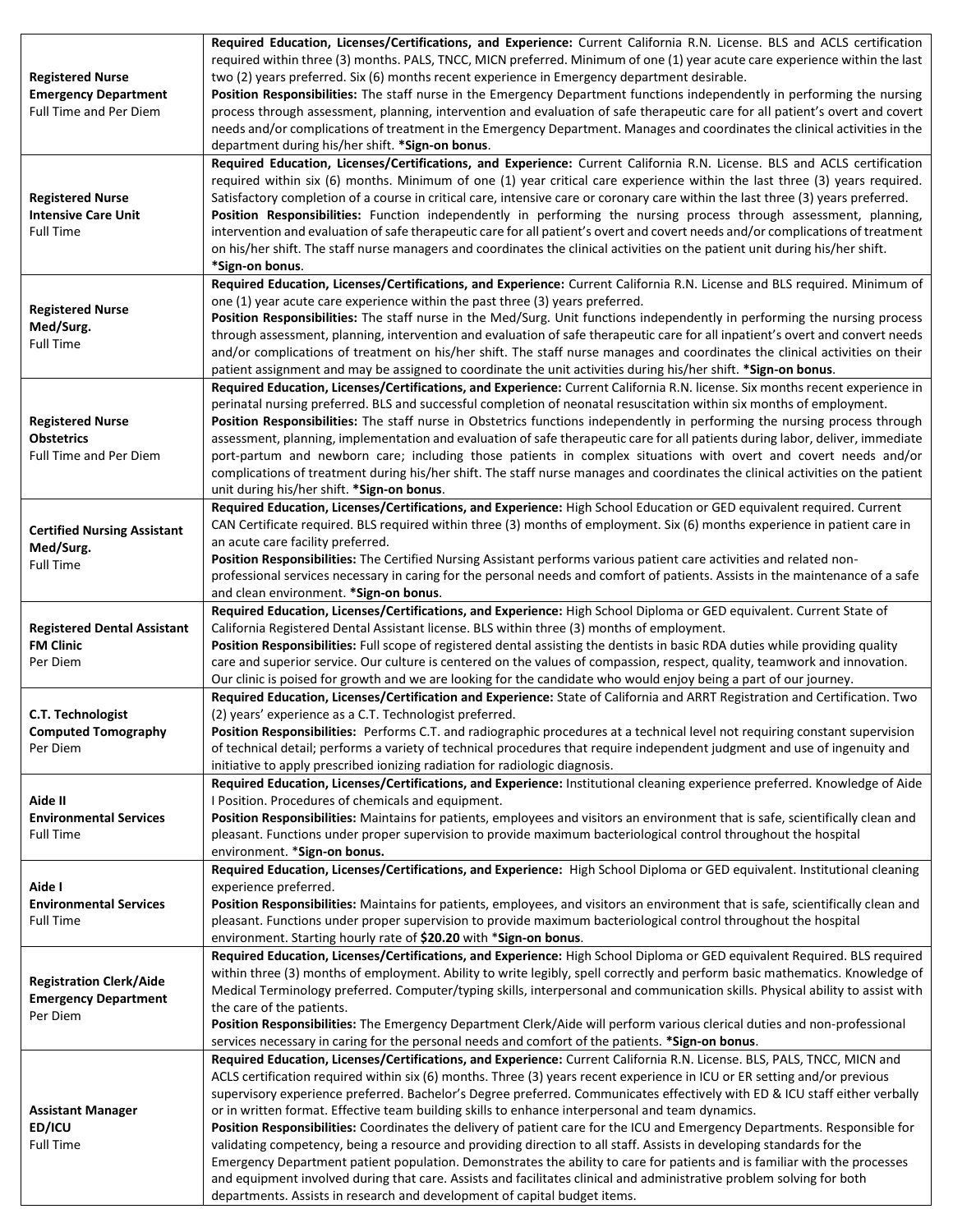| | |
|---|---|
| **Registered Nurse**<br>**Emergency Department**<br>Full Time and Per Diem | **Required Education, Licenses/Certifications, and Experience:** Current California R.N. License. BLS and ACLS certification required within three (3) months. PALS, TNCC, MICN preferred. Minimum of one (1) year acute care experience within the last two (2) years preferred. Six (6) months recent experience in Emergency department desirable.<br>**Position Responsibilities:** The staff nurse in the Emergency Department functions independently in performing the nursing process through assessment, planning, intervention and evaluation of safe therapeutic care for all patient's overt and covert needs and/or complications of treatment in the Emergency Department. Manages and coordinates the clinical activities in the department during his/her shift. **\*Sign-on bonus**. |
| **Registered Nurse**<br>**Intensive Care Unit**<br>Full Time | **Required Education, Licenses/Certifications, and Experience:** Current California R.N. License. BLS and ACLS certification required within six (6) months. Minimum of one (1) year critical care experience within the last three (3) years required. Satisfactory completion of a course in critical care, intensive care or coronary care within the last three (3) years preferred.<br>**Position Responsibilities:** Function independently in performing the nursing process through assessment, planning, intervention and evaluation of safe therapeutic care for all patient's overt and covert needs and/or complications of treatment on his/her shift. The staff nurse managers and coordinates the clinical activities on the patient unit during his/her shift. **\*Sign-on bonus**. |
| **Registered Nurse**<br>**Med/Surg.**<br>Full Time | **Required Education, Licenses/Certifications, and Experience:** Current California R.N. License and BLS required. Minimum of one (1) year acute care experience within the past three (3) years preferred.<br>**Position Responsibilities:** The staff nurse in the Med/Surg. Unit functions independently in performing the nursing process through assessment, planning, intervention and evaluation of safe therapeutic care for all inpatient's overt and convert needs and/or complications of treatment on his/her shift. The staff nurse manages and coordinates the clinical activities on their patient assignment and may be assigned to coordinate the unit activities during his/her shift. **\*Sign-on bonus**. |
| **Registered Nurse**<br>**Obstetrics**<br>Full Time and Per Diem | **Required Education, Licenses/Certifications, and Experience:** Current California R.N. license. Six months recent experience in perinatal nursing preferred. BLS and successful completion of neonatal resuscitation within six months of employment.<br>**Position Responsibilities:** The staff nurse in Obstetrics functions independently in performing the nursing process through assessment, planning, implementation and evaluation of safe therapeutic care for all patients during labor, deliver, immediate port-partum and newborn care; including those patients in complex situations with overt and covert needs and/or complications of treatment during his/her shift. The staff nurse manages and coordinates the clinical activities on the patient unit during his/her shift. **\*Sign-on bonus**. |
| **Certified Nursing Assistant**<br>**Med/Surg.**<br>Full Time | **Required Education, Licenses/Certifications, and Experience:** High School Education or GED equivalent required. Current CAN Certificate required. BLS required within three (3) months of employment. Six (6) months experience in patient care in an acute care facility preferred.<br>**Position Responsibilities:** The Certified Nursing Assistant performs various patient care activities and related non-professional services necessary in caring for the personal needs and comfort of patients. Assists in the maintenance of a safe and clean environment. **\*Sign-on bonus**. |
| **Registered Dental Assistant**<br>**FM Clinic**<br>Per Diem | **Required Education, Licenses/Certifications, and Experience:** High School Diploma or GED equivalent. Current State of California Registered Dental Assistant license. BLS within three (3) months of employment.<br>**Position Responsibilities:** Full scope of registered dental assisting the dentists in basic RDA duties while providing quality care and superior service. Our culture is centered on the values of compassion, respect, quality, teamwork and innovation. Our clinic is poised for growth and we are looking for the candidate who would enjoy being a part of our journey. |
| **C.T. Technologist**<br>**Computed Tomography**<br>Per Diem | **Required Education, Licenses/Certification and Experience:** State of California and ARRT Registration and Certification. Two (2) years' experience as a C.T. Technologist preferred.<br>**Position Responsibilities:** Performs C.T. and radiographic procedures at a technical level not requiring constant supervision of technical detail; performs a variety of technical procedures that require independent judgment and use of ingenuity and initiative to apply prescribed ionizing radiation for radiologic diagnosis. |
| **Aide II**<br>**Environmental Services**<br>Full Time | **Required Education, Licenses/Certifications, and Experience:** Institutional cleaning experience preferred. Knowledge of Aide I Position. Procedures of chemicals and equipment.<br>**Position Responsibilities:** Maintains for patients, employees and visitors an environment that is safe, scientifically clean and pleasant. Functions under proper supervision to provide maximum bacteriological control throughout the hospital environment. \***Sign-on bonus.** |
| **Aide I**<br>**Environmental Services**<br>Full Time | **Required Education, Licenses/Certifications, and Experience:** High School Diploma or GED equivalent. Institutional cleaning experience preferred.<br>**Position Responsibilities:** Maintains for patients, employees, and visitors an environment that is safe, scientifically clean and pleasant. Functions under proper supervision to provide maximum bacteriological control throughout the hospital environment. Starting hourly rate of **$20.20** with \***Sign-on bonus**. |
| **Registration Clerk/Aide**<br>**Emergency Department**<br>Per Diem | **Required Education, Licenses/Certifications, and Experience:** High School Diploma or GED equivalent Required. BLS required within three (3) months of employment. Ability to write legibly, spell correctly and perform basic mathematics. Knowledge of Medical Terminology preferred. Computer/typing skills, interpersonal and communication skills. Physical ability to assist with the care of the patients.<br>**Position Responsibilities:** The Emergency Department Clerk/Aide will perform various clerical duties and non-professional services necessary in caring for the personal needs and comfort of the patients. **\*Sign-on bonus**. |
| **Assistant Manager**<br>**ED/ICU**<br>Full Time | **Required Education, Licenses/Certifications, and Experience:** Current California R.N. License. BLS, PALS, TNCC, MICN and ACLS certification required within six (6) months. Three (3) years recent experience in ICU or ER setting and/or previous supervisory experience preferred. Bachelor's Degree preferred. Communicates effectively with ED & ICU staff either verbally or in written format. Effective team building skills to enhance interpersonal and team dynamics.<br>**Position Responsibilities:** Coordinates the delivery of patient care for the ICU and Emergency Departments. Responsible for validating competency, being a resource and providing direction to all staff. Assists in developing standards for the Emergency Department patient population. Demonstrates the ability to care for patients and is familiar with the processes and equipment involved during that care. Assists and facilitates clinical and administrative problem solving for both departments. Assists in research and development of capital budget items. |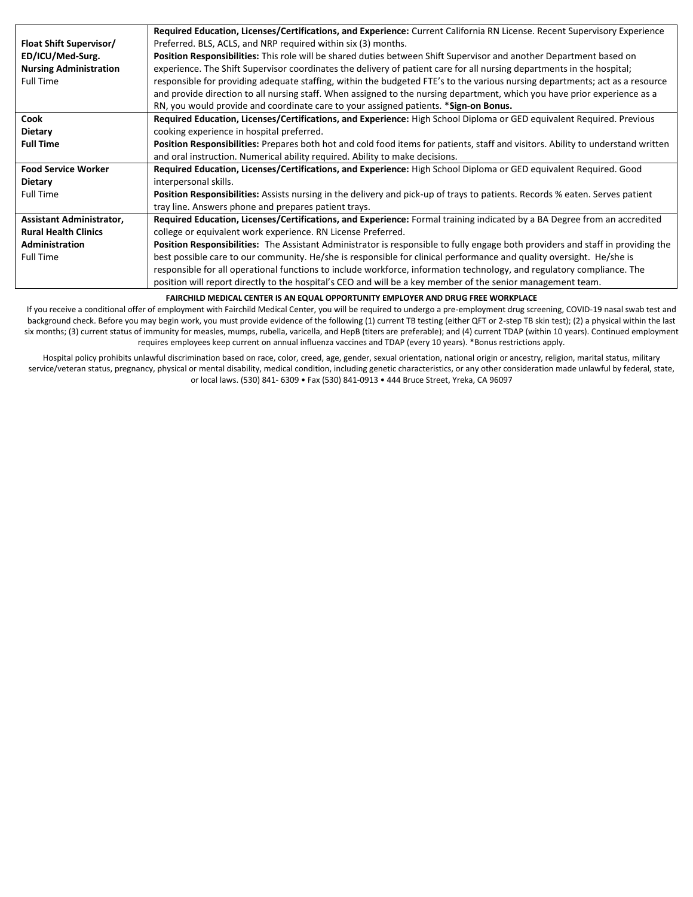| | |
|---|---|
| **Float Shift Supervisor/ ED/ICU/Med-Surg.** **Nursing Administration** Full Time | **Required Education, Licenses/Certifications, and Experience:** Current California RN License. Recent Supervisory Experience Preferred. BLS, ACLS, and NRP required within six (3) months. **Position Responsibilities:** This role will be shared duties between Shift Supervisor and another Department based on experience. The Shift Supervisor coordinates the delivery of patient care for all nursing departments in the hospital; responsible for providing adequate staffing, within the budgeted FTE's to the various nursing departments; act as a resource and provide direction to all nursing staff. When assigned to the nursing department, which you have prior experience as a RN, you would provide and coordinate care to your assigned patients. ***Sign-on Bonus.** |
| **Cook** **Dietary** **Full Time** | **Required Education, Licenses/Certifications, and Experience:** High School Diploma or GED equivalent Required. Previous cooking experience in hospital preferred. **Position Responsibilities:** Prepares both hot and cold food items for patients, staff and visitors. Ability to understand written and oral instruction. Numerical ability required. Ability to make decisions. |
| **Food Service Worker** **Dietary** Full Time | **Required Education, Licenses/Certifications, and Experience:** High School Diploma or GED equivalent Required. Good interpersonal skills. **Position Responsibilities:** Assists nursing in the delivery and pick-up of trays to patients. Records % eaten. Serves patient tray line. Answers phone and prepares patient trays. |
| **Assistant Administrator, Rural Health Clinics** **Administration** Full Time | **Required Education, Licenses/Certifications, and Experience:** Formal training indicated by a BA Degree from an accredited college or equivalent work experience. RN License Preferred. **Position Responsibilities:** The Assistant Administrator is responsible to fully engage both providers and staff in providing the best possible care to our community. He/she is responsible for clinical performance and quality oversight. He/she is responsible for all operational functions to include workforce, information technology, and regulatory compliance. The position will report directly to the hospital's CEO and will be a key member of the senior management team. |

**FAIRCHILD MEDICAL CENTER IS AN EQUAL OPPORTUNITY EMPLOYER AND DRUG FREE WORKPLACE**

If you receive a conditional offer of employment with Fairchild Medical Center, you will be required to undergo a pre-employment drug screening, COVID-19 nasal swab test and background check. Before you may begin work, you must provide evidence of the following (1) current TB testing (either QFT or 2-step TB skin test); (2) a physical within the last six months; (3) current status of immunity for measles, mumps, rubella, varicella, and HepB (titers are preferable); and (4) current TDAP (within 10 years). Continued employment requires employees keep current on annual influenza vaccines and TDAP (every 10 years). *Bonus restrictions apply.

Hospital policy prohibits unlawful discrimination based on race, color, creed, age, gender, sexual orientation, national origin or ancestry, religion, marital status, military service/veteran status, pregnancy, physical or mental disability, medical condition, including genetic characteristics, or any other consideration made unlawful by federal, state, or local laws. (530) 841- 6309 • Fax (530) 841-0913 • 444 Bruce Street, Yreka, CA 96097